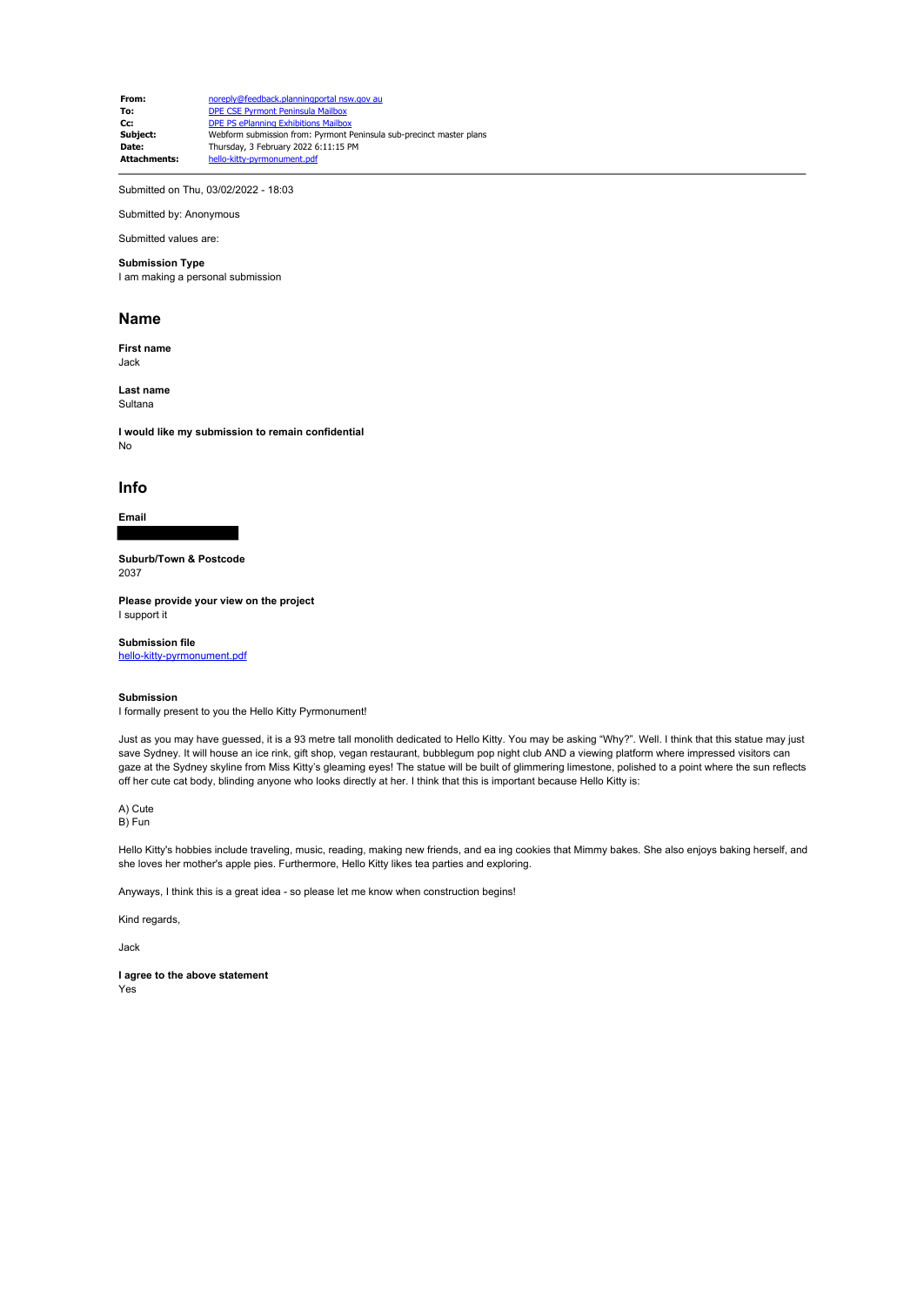| | |
|---|---|
| **From:** | noreply@feedback.planningportal nsw.gov au |
| **To:** | DPE CSE Pyrmont Peninsula Mailbox |
| **Cc:** | DPE PS ePlanning Exhibitions Mailbox |
| **Subject:** | Webform submission from: Pyrmont Peninsula sub-precinct master plans |
| **Date:** | Thursday, 3 February 2022 6:11:15 PM |
| **Attachments:** | hello-kitty-pyrmonument.pdf |

---

Submitted on Thu, 03/02/2022 - 18:03

Submitted by: Anonymous

Submitted values are:

**Submission Type**
I am making a personal submission

## Name

**First name**
Jack

**Last name**
Sultana

**I would like my submission to remain confidential**
No

## Info

**Email**

**Suburb/Town & Postcode**
2037

**Please provide your view on the project**
I support it

**Submission file**
hello-kitty-pyrmonument.pdf

**Submission**
I formally present to you the Hello Kitty Pyrmonument!

Just as you may have guessed, it is a 93 metre tall monolith dedicated to Hello Kitty. You may be asking "Why?". Well. I think that this statue may just save Sydney. It will house an ice rink, gift shop, vegan restaurant, bubblegum pop night club AND a viewing platform where impressed visitors can gaze at the Sydney skyline from Miss Kitty's gleaming eyes! The statue will be built of glimmering limestone, polished to a point where the sun reflects off her cute cat body, blinding anyone who looks directly at her. I think that this is important because Hello Kitty is:

A) Cute
B) Fun

Hello Kitty's hobbies include traveling, music, reading, making new friends, and ea ing cookies that Mimmy bakes. She also enjoys baking herself, and she loves her mother's apple pies. Furthermore, Hello Kitty likes tea parties and exploring.

Anyways, I think this is a great idea - so please let me know when construction begins!

Kind regards,

Jack

**I agree to the above statement**
Yes